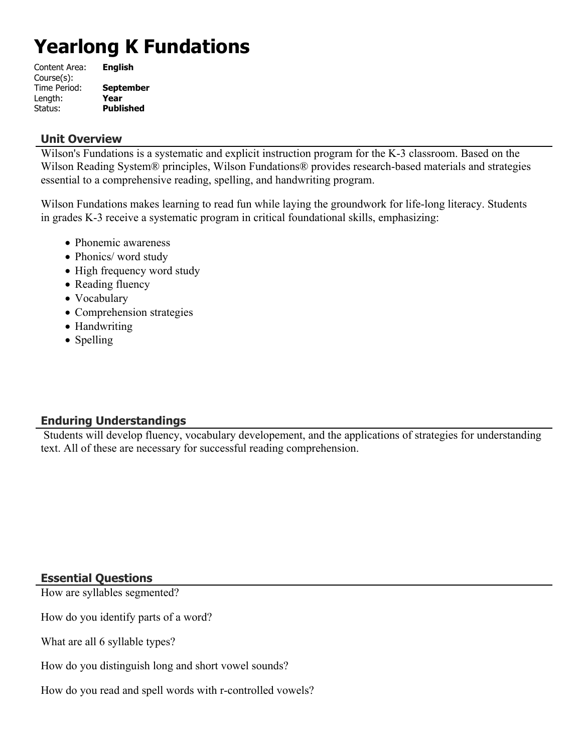# Yearlong K Fundations

| | |
|---|---|
| Content Area: | **English** |
| Course(s): | |
| Time Period: | **September** |
| Length: | **Year** |
| Status: | **Published** |

## Unit Overview

Wilson's Fundations is a systematic and explicit instruction program for the K-3 classroom. Based on the Wilson Reading System® principles, Wilson Fundations® provides research-based materials and strategies essential to a comprehensive reading, spelling, and handwriting program.

Wilson Fundations makes learning to read fun while laying the groundwork for life-long literacy. Students in grades K-3 receive a systematic program in critical foundational skills, emphasizing:

- Phonemic awareness
- Phonics/ word study
- High frequency word study
- Reading fluency
- Vocabulary
- Comprehension strategies
- Handwriting
- Spelling

## Enduring Understandings

Students will develop fluency, vocabulary developement, and the applications of strategies for understanding text. All of these are necessary for successful reading comprehension.

## Essential Questions

How are syllables segmented?

How do you identify parts of a word?

What are all 6 syllable types?

How do you distinguish long and short vowel sounds?

How do you read and spell words with r-controlled vowels?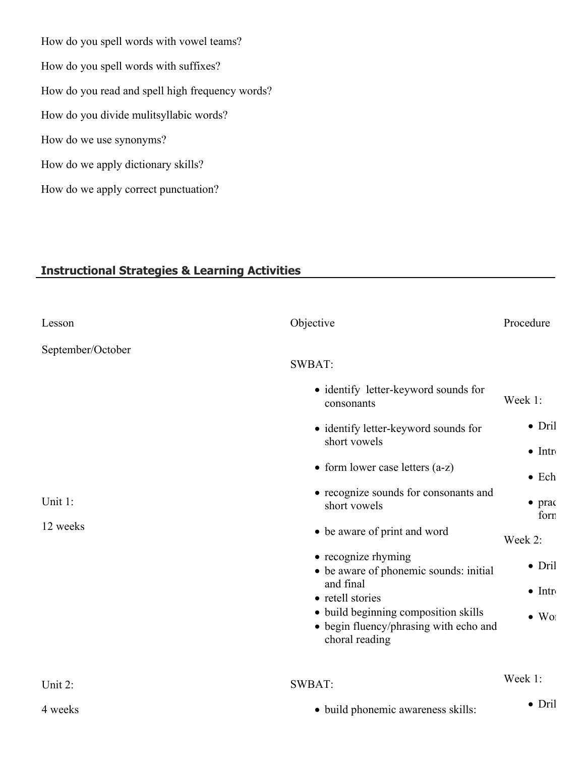How do you spell words with vowel teams?

How do you spell words with suffixes?

How do you read and spell high frequency words?

How do you divide mulitsyllabic words?

How do we use synonyms?

How do we apply dictionary skills?

How do we apply correct punctuation?

## Instructional Strategies & Learning Activities

| Lesson | Objective | Procedure |
|---|---|---|
| September/October<br><br>Unit 1:<br><br>12 weeks | SWBAT:<br>• identify letter-keyword sounds for consonants<br>• identify letter-keyword sounds for short vowels<br>• form lower case letters (a-z)<br>• recognize sounds for consonants and short vowels<br>• be aware of print and word<br>• recognize rhyming<br>• be aware of phonemic sounds: initial and final<br>• retell stories<br>• build beginning composition skills<br>• begin fluency/phrasing with echo and choral reading | Week 1:<br>• Dril<br>• Intr<br>• Ech<br>• prac form<br>Week 2:<br>• Dril<br>• Intr<br>• Wor |
| Unit 2:<br><br>4 weeks | SWBAT:<br>• build phonemic awareness skills: | Week 1:<br>• Dril |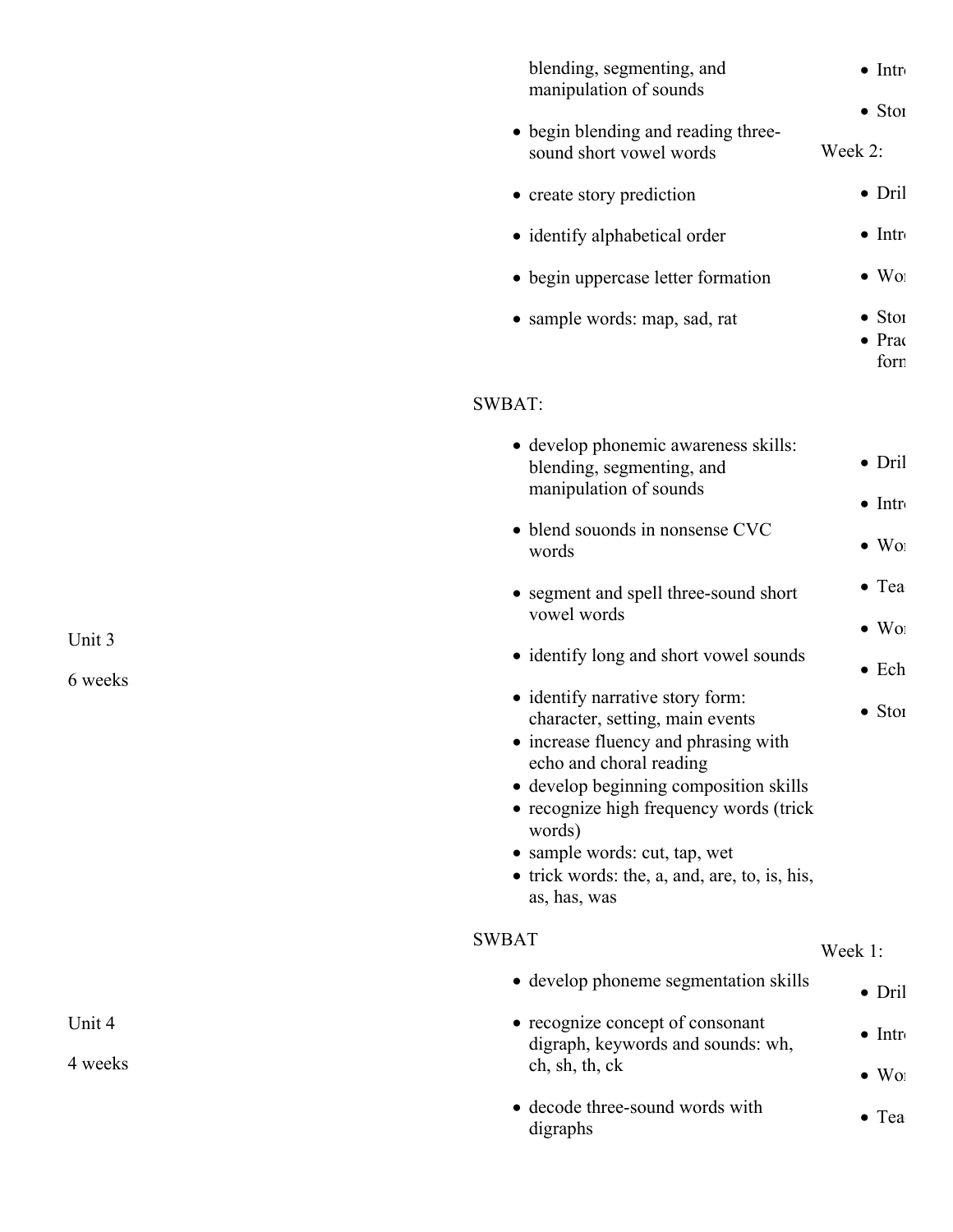| | | |
|---|---|---|
| | blending, segmenting, and manipulation of sounds<br>• begin blending and reading three-sound short vowel words<br>• create story prediction<br>• identify alphabetical order<br>• begin uppercase letter formation<br>• sample words: map, sad, rat | • Intr<br>• Stor<br>Week 2:<br>• Dril<br>• Intr<br>• Wor<br>• Stor<br>• Prac form |
| Unit 3<br><br>6 weeks | SWBAT:<br>• develop phonemic awareness skills: blending, segmenting, and manipulation of sounds<br>• blend souonds in nonsense CVC words<br>• segment and spell three-sound short vowel words<br>• identify long and short vowel sounds<br>• identify narrative story form: character, setting, main events<br>• increase fluency and phrasing with echo and choral reading<br>• develop beginning composition skills<br>• recognize high frequency words (trick words)<br>• sample words: cut, tap, wet<br>• trick words: the, a, and, are, to, is, his, as, has, was | • Dril<br>• Intr<br>• Wor<br>• Tea<br>• Wor<br>• Ech<br>• Stor |
| Unit 4<br><br>4 weeks | SWBAT<br>• develop phoneme segmentation skills<br>• recognize concept of consonant digraph, keywords and sounds: wh, ch, sh, th, ck<br>• decode three-sound words with digraphs | Week 1:<br>• Dril<br>• Intr<br>• Wor<br>• Tea |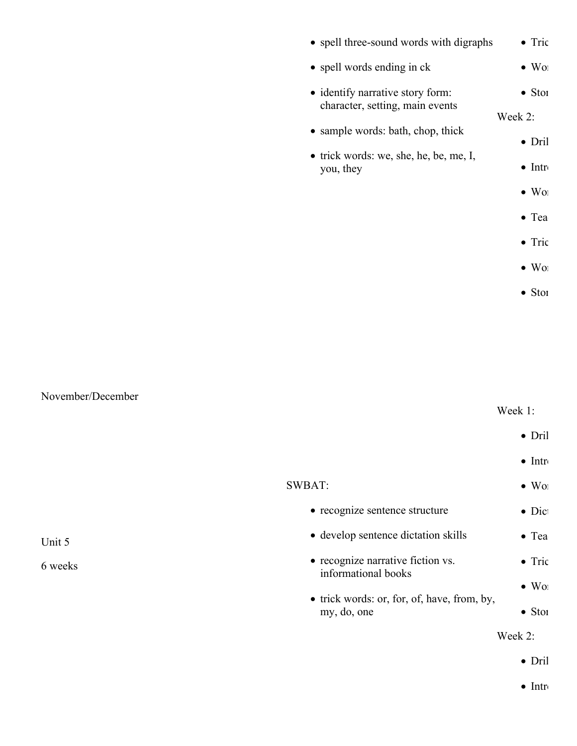- spell three-sound words with digraphs
- spell words ending in ck
- identify narrative story form: character, setting, main events
- sample words: bath, chop, thick
- trick words: we, she, he, be, me, I, you, they

- Tric
- Wor
- Stor

Week 2:

- Dril
- Intr
- Wor
- Tea
- Tric
- Wor
- Stor

November/December

Unit 5

6 weeks

SWBAT:

- recognize sentence structure
- develop sentence dictation skills
- recognize narrative fiction vs. informational books
- trick words: or, for, of, have, from, by, my, do, one

Week 1:

- Dril
- Intr
- Wor
- Dict
- Tea
- Tric
- Wor
- Stor

Week 2:

- Dril
- Intr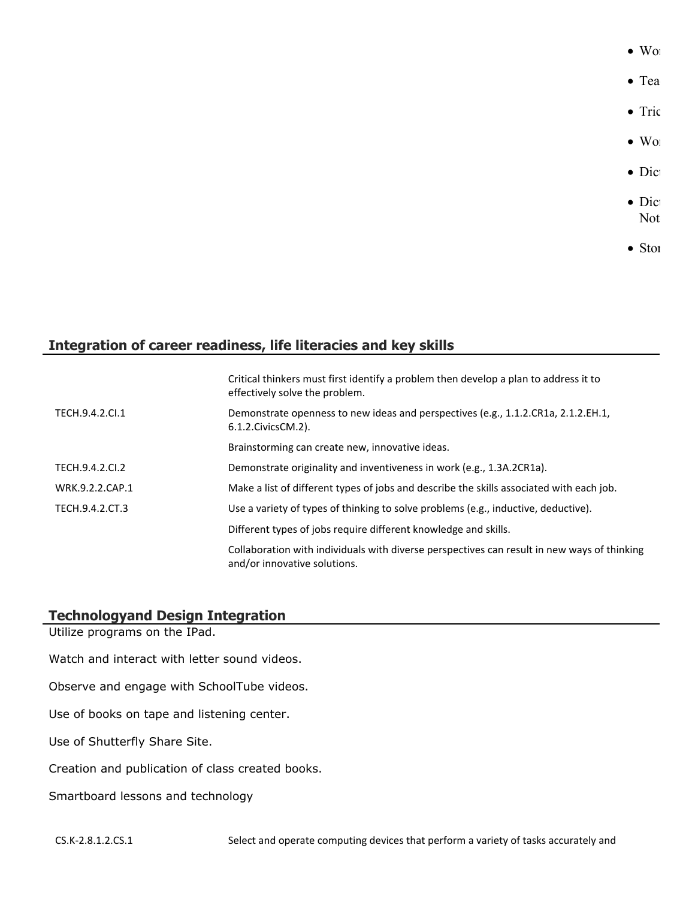- Wo
- Tea
- Tric
- Wo
- Dict
- Dict
  Not
- Sto

## Integration of career readiness, life literacies and key skills

| | |
|---|---|
| | Critical thinkers must first identify a problem then develop a plan to address it to effectively solve the problem. |
| TECH.9.4.2.CI.1 | Demonstrate openness to new ideas and perspectives (e.g., 1.1.2.CR1a, 2.1.2.EH.1, 6.1.2.CivicsCM.2). |
| | Brainstorming can create new, innovative ideas. |
| TECH.9.4.2.CI.2 | Demonstrate originality and inventiveness in work (e.g., 1.3A.2CR1a). |
| WRK.9.2.2.CAP.1 | Make a list of different types of jobs and describe the skills associated with each job. |
| TECH.9.4.2.CT.3 | Use a variety of types of thinking to solve problems (e.g., inductive, deductive). |
| | Different types of jobs require different knowledge and skills. |
| | Collaboration with individuals with diverse perspectives can result in new ways of thinking and/or innovative solutions. |

## Technologyand Design Integration

Utilize programs on the IPad.

Watch and interact with letter sound videos.

Observe and engage with SchoolTube videos.

Use of books on tape and listening center.

Use of Shutterfly Share Site.

Creation and publication of class created books.

Smartboard lessons and technology

| | |
|---|---|
| CS.K-2.8.1.2.CS.1 | Select and operate computing devices that perform a variety of tasks accurately and |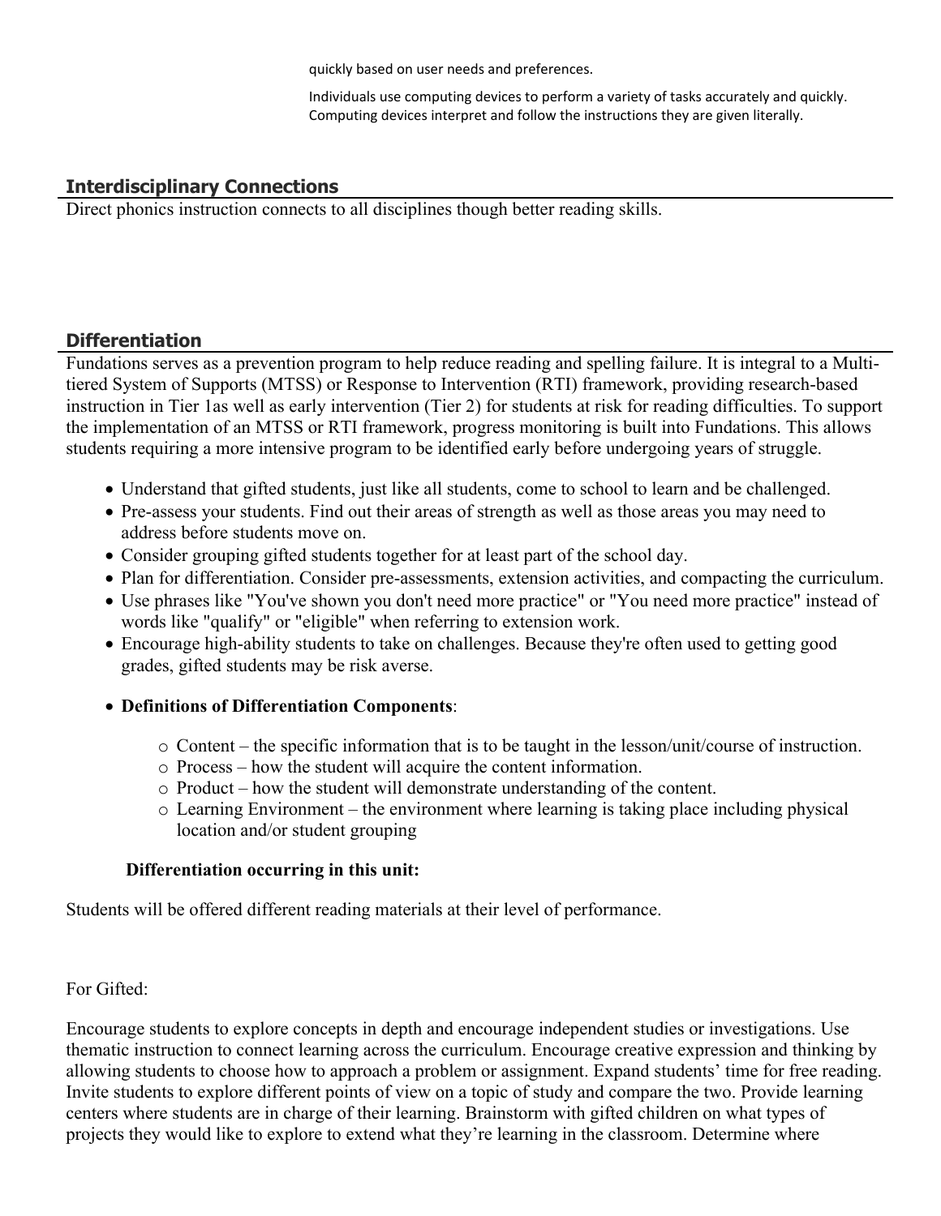quickly based on user needs and preferences.

Individuals use computing devices to perform a variety of tasks accurately and quickly. Computing devices interpret and follow the instructions they are given literally.

## Interdisciplinary Connections

Direct phonics instruction connects to all disciplines though better reading skills.

## Differentiation

Fundations serves as a prevention program to help reduce reading and spelling failure. It is integral to a Multi-tiered System of Supports (MTSS) or Response to Intervention (RTI) framework, providing research-based instruction in Tier 1as well as early intervention (Tier 2) for students at risk for reading difficulties. To support the implementation of an MTSS or RTI framework, progress monitoring is built into Fundations. This allows students requiring a more intensive program to be identified early before undergoing years of struggle.

- Understand that gifted students, just like all students, come to school to learn and be challenged.
- Pre-assess your students. Find out their areas of strength as well as those areas you may need to address before students move on.
- Consider grouping gifted students together for at least part of the school day.
- Plan for differentiation. Consider pre-assessments, extension activities, and compacting the curriculum.
- Use phrases like "You've shown you don't need more practice" or "You need more practice" instead of words like "qualify" or "eligible" when referring to extension work.
- Encourage high-ability students to take on challenges. Because they're often used to getting good grades, gifted students may be risk averse.
- **Definitions of Differentiation Components**:
    - Content – the specific information that is to be taught in the lesson/unit/course of instruction.
    - Process – how the student will acquire the content information.
    - Product – how the student will demonstrate understanding of the content.
    - Learning Environment – the environment where learning is taking place including physical location and/or student grouping

**Differentiation occurring in this unit:**

Students will be offered different reading materials at their level of performance.

For Gifted:

Encourage students to explore concepts in depth and encourage independent studies or investigations. Use thematic instruction to connect learning across the curriculum. Encourage creative expression and thinking by allowing students to choose how to approach a problem or assignment. Expand students' time for free reading. Invite students to explore different points of view on a topic of study and compare the two. Provide learning centers where students are in charge of their learning. Brainstorm with gifted children on what types of projects they would like to explore to extend what they're learning in the classroom. Determine where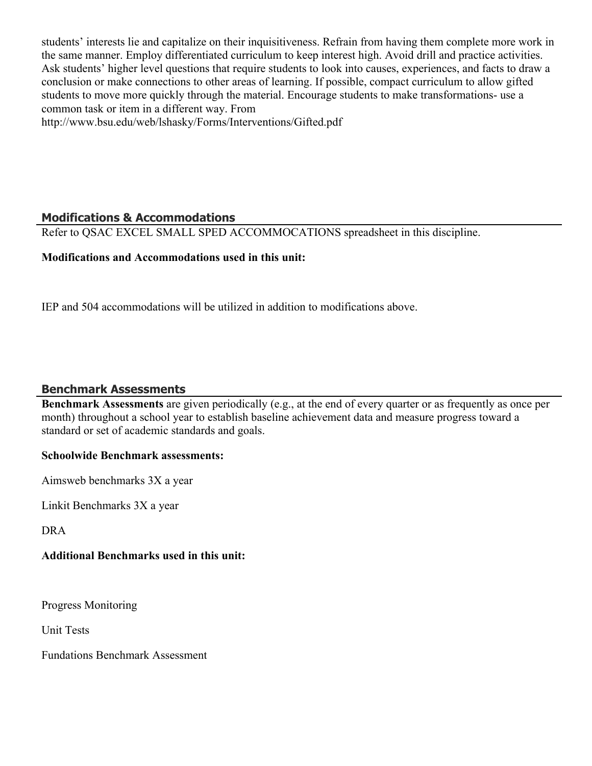students' interests lie and capitalize on their inquisitiveness. Refrain from having them complete more work in the same manner. Employ differentiated curriculum to keep interest high. Avoid drill and practice activities. Ask students' higher level questions that require students to look into causes, experiences, and facts to draw a conclusion or make connections to other areas of learning. If possible, compact curriculum to allow gifted students to move more quickly through the material. Encourage students to make transformations- use a common task or item in a different way. From http://www.bsu.edu/web/lshasky/Forms/Interventions/Gifted.pdf

## Modifications & Accommodations

Refer to QSAC EXCEL SMALL SPED ACCOMMOCATIONS spreadsheet in this discipline.

**Modifications and Accommodations used in this unit:**

IEP and 504 accommodations will be utilized in addition to modifications above.

## Benchmark Assessments

**Benchmark Assessments** are given periodically (e.g., at the end of every quarter or as frequently as once per month) throughout a school year to establish baseline achievement data and measure progress toward a standard or set of academic standards and goals.

**Schoolwide Benchmark assessments:**

Aimsweb benchmarks 3X a year

Linkit Benchmarks 3X a year

DRA

**Additional Benchmarks used in this unit:**

Progress Monitoring

Unit Tests

Fundations Benchmark Assessment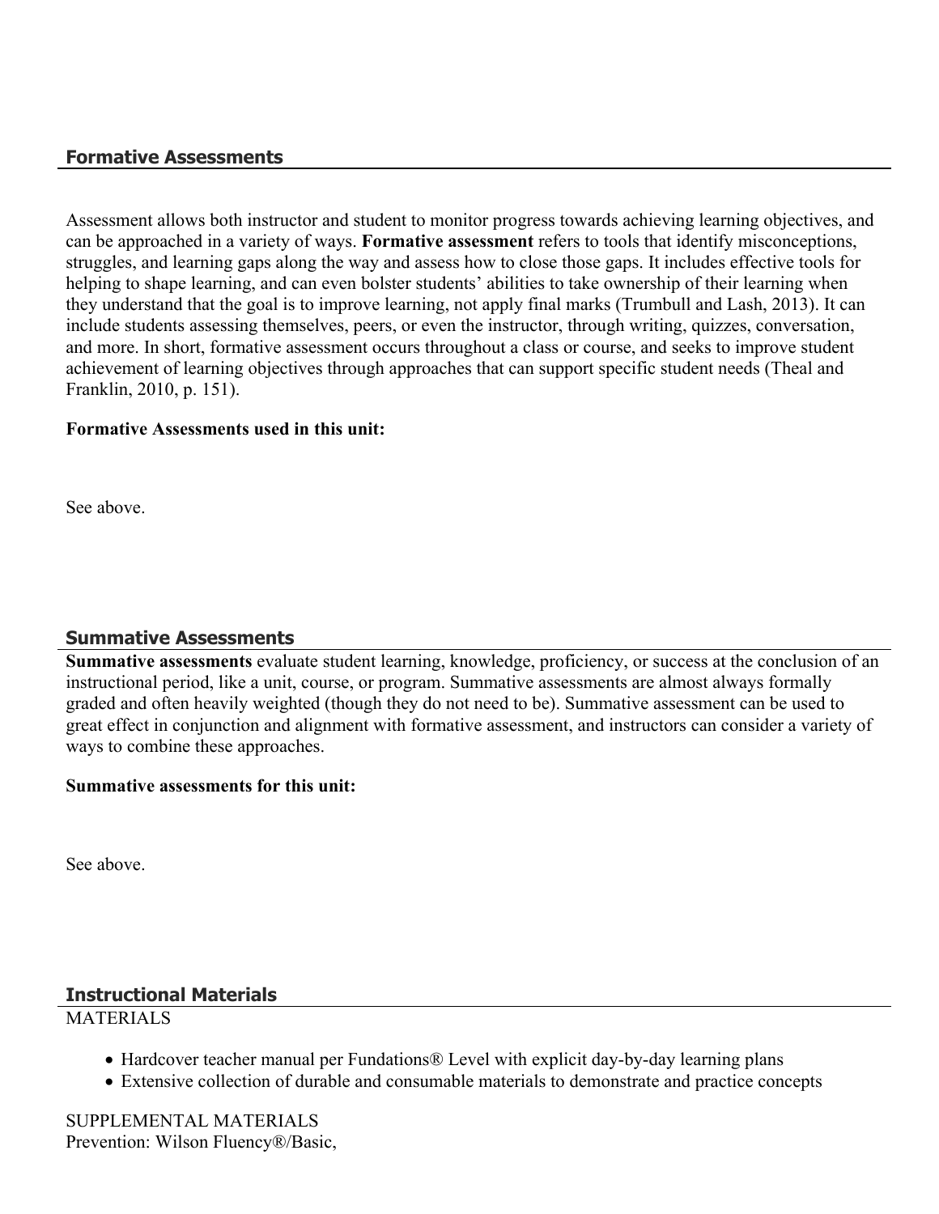## Formative Assessments

Assessment allows both instructor and student to monitor progress towards achieving learning objectives, and can be approached in a variety of ways. **Formative assessment** refers to tools that identify misconceptions, struggles, and learning gaps along the way and assess how to close those gaps. It includes effective tools for helping to shape learning, and can even bolster students' abilities to take ownership of their learning when they understand that the goal is to improve learning, not apply final marks (Trumbull and Lash, 2013). It can include students assessing themselves, peers, or even the instructor, through writing, quizzes, conversation, and more. In short, formative assessment occurs throughout a class or course, and seeks to improve student achievement of learning objectives through approaches that can support specific student needs (Theal and Franklin, 2010, p. 151).

**Formative Assessments used in this unit:**

See above.

## Summative Assessments

**Summative assessments** evaluate student learning, knowledge, proficiency, or success at the conclusion of an instructional period, like a unit, course, or program. Summative assessments are almost always formally graded and often heavily weighted (though they do not need to be). Summative assessment can be used to great effect in conjunction and alignment with formative assessment, and instructors can consider a variety of ways to combine these approaches.

**Summative assessments for this unit:**

See above.

## Instructional Materials

MATERIALS

- Hardcover teacher manual per Fundations® Level with explicit day-by-day learning plans
- Extensive collection of durable and consumable materials to demonstrate and practice concepts

SUPPLEMENTAL MATERIALS
Prevention: Wilson Fluency®/Basic,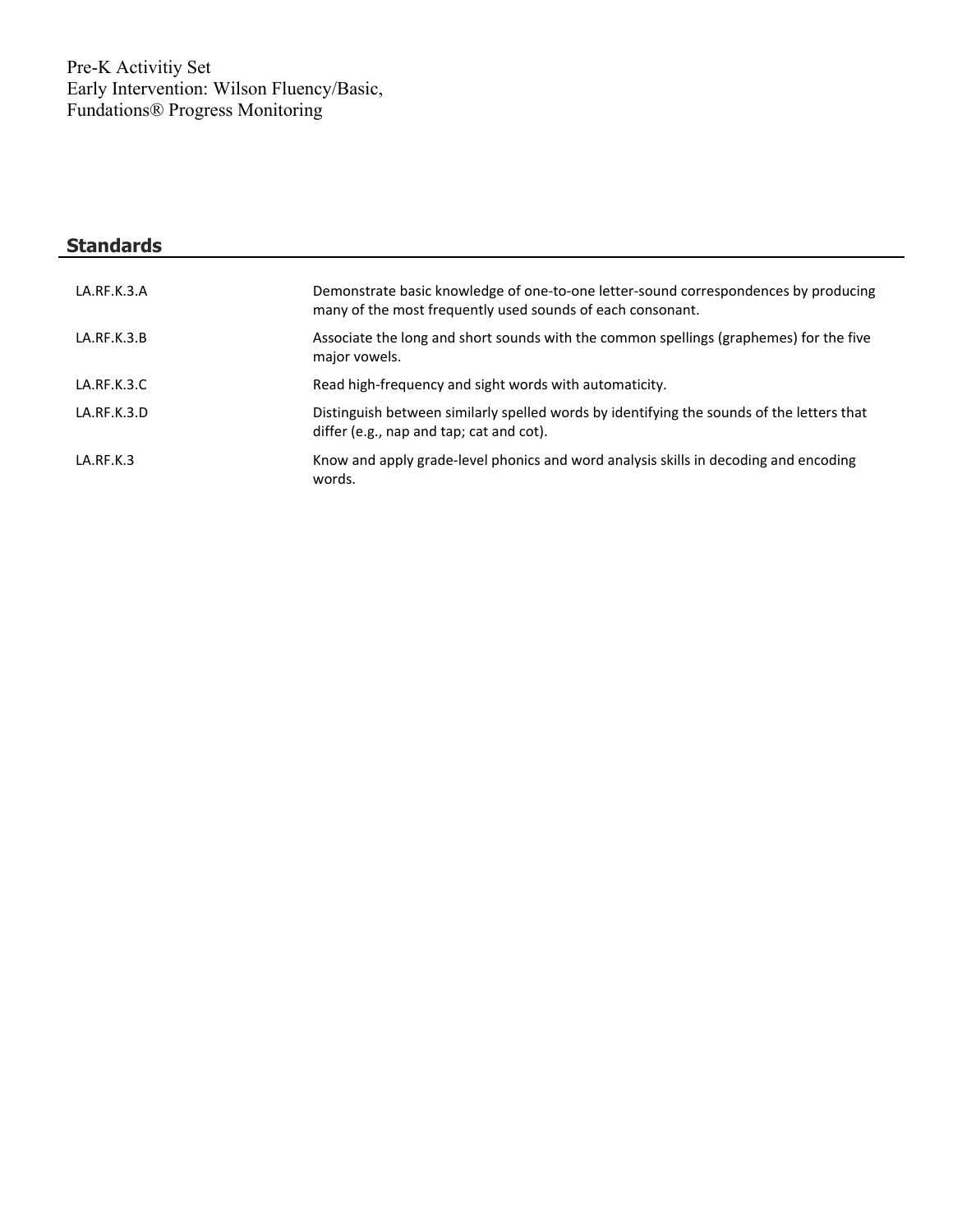Pre-K Activitiy Set
Early Intervention: Wilson Fluency/Basic,
Fundations® Progress Monitoring

## Standards

| | |
|---|---|
| LA.RF.K.3.A | Demonstrate basic knowledge of one-to-one letter-sound correspondences by producing many of the most frequently used sounds of each consonant. |
| LA.RF.K.3.B | Associate the long and short sounds with the common spellings (graphemes) for the five major vowels. |
| LA.RF.K.3.C | Read high-frequency and sight words with automaticity. |
| LA.RF.K.3.D | Distinguish between similarly spelled words by identifying the sounds of the letters that differ (e.g., nap and tap; cat and cot). |
| LA.RF.K.3 | Know and apply grade-level phonics and word analysis skills in decoding and encoding words. |